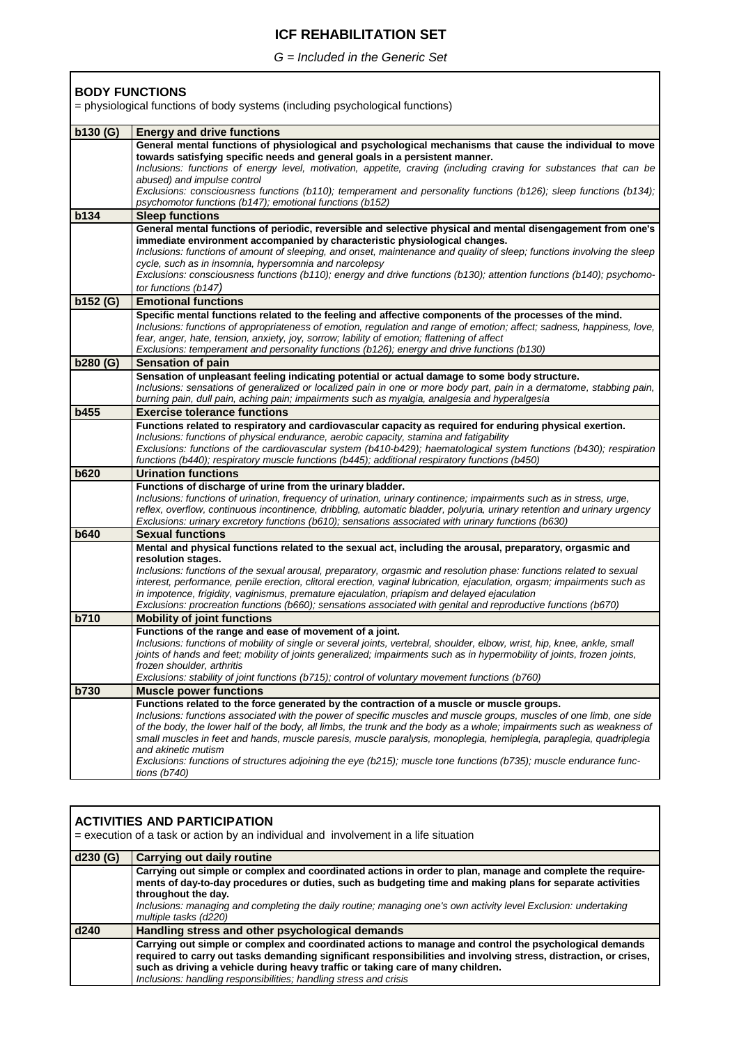# ICF REHABILITATION SET

*G = Included in the Generic Set*

## BODY FUNCTIONS

= physiological functions of body systems (including psychological functions)

| | |
|---|---|
| **b130 (G)** | **Energy and drive functions** |
| | **General mental functions of physiological and psychological mechanisms that cause the individual to move towards satisfying specific needs and general goals in a persistent manner.** *Inclusions: functions of energy level, motivation, appetite, craving (including craving for substances that can be abused) and impulse control* *Exclusions: consciousness functions (b110); temperament and personality functions (b126); sleep functions (b134); psychomotor functions (b147); emotional functions (b152)* |
| **b134** | **Sleep functions** |
| | **General mental functions of periodic, reversible and selective physical and mental disengagement from one's immediate environment accompanied by characteristic physiological changes.** *Inclusions: functions of amount of sleeping, and onset, maintenance and quality of sleep; functions involving the sleep cycle, such as in insomnia, hypersomnia and narcolepsy* *Exclusions: consciousness functions (b110); energy and drive functions (b130); attention functions (b140); psychomotor functions (b147)* |
| **b152 (G)** | **Emotional functions** |
| | **Specific mental functions related to the feeling and affective components of the processes of the mind.** *Inclusions: functions of appropriateness of emotion, regulation and range of emotion; affect; sadness, happiness, love, fear, anger, hate, tension, anxiety, joy, sorrow; lability of emotion; flattening of affect* *Exclusions: temperament and personality functions (b126); energy and drive functions (b130)* |
| **b280 (G)** | **Sensation of pain** |
| | **Sensation of unpleasant feeling indicating potential or actual damage to some body structure.** *Inclusions: sensations of generalized or localized pain in one or more body part, pain in a dermatome, stabbing pain, burning pain, dull pain, aching pain; impairments such as myalgia, analgesia and hyperalgesia* |
| **b455** | **Exercise tolerance functions** |
| | **Functions related to respiratory and cardiovascular capacity as required for enduring physical exertion.** *Inclusions: functions of physical endurance, aerobic capacity, stamina and fatigability* *Exclusions: functions of the cardiovascular system (b410-b429); haematological system functions (b430); respiration functions (b440); respiratory muscle functions (b445); additional respiratory functions (b450)* |
| **b620** | **Urination functions** |
| | **Functions of discharge of urine from the urinary bladder.** *Inclusions: functions of urination, frequency of urination, urinary continence; impairments such as in stress, urge, reflex, overflow, continuous incontinence, dribbling, automatic bladder, polyuria, urinary retention and urinary urgency* *Exclusions: urinary excretory functions (b610); sensations associated with urinary functions (b630)* |
| **b640** | **Sexual functions** |
| | **Mental and physical functions related to the sexual act, including the arousal, preparatory, orgasmic and resolution stages.** *Inclusions: functions of the sexual arousal, preparatory, orgasmic and resolution phase: functions related to sexual interest, performance, penile erection, clitoral erection, vaginal lubrication, ejaculation, orgasm; impairments such as in impotence, frigidity, vaginismus, premature ejaculation, priapism and delayed ejaculation* *Exclusions: procreation functions (b660); sensations associated with genital and reproductive functions (b670)* |
| **b710** | **Mobility of joint functions** |
| | **Functions of the range and ease of movement of a joint.** *Inclusions: functions of mobility of single or several joints, vertebral, shoulder, elbow, wrist, hip, knee, ankle, small joints of hands and feet; mobility of joints generalized; impairments such as in hypermobility of joints, frozen joints, frozen shoulder, arthritis* *Exclusions: stability of joint functions (b715); control of voluntary movement functions (b760)* |
| **b730** | **Muscle power functions** |
| | **Functions related to the force generated by the contraction of a muscle or muscle groups.** *Inclusions: functions associated with the power of specific muscles and muscle groups, muscles of one limb, one side of the body, the lower half of the body, all limbs, the trunk and the body as a whole; impairments such as weakness of small muscles in feet and hands, muscle paresis, muscle paralysis, monoplegia, hemiplegia, paraplegia, quadriplegia and akinetic mutism* *Exclusions: functions of structures adjoining the eye (b215); muscle tone functions (b735); muscle endurance functions (b740)* |

## ACTIVITIES AND PARTICIPATION

= execution of a task or action by an individual and involvement in a life situation

| | |
|---|---|
| **d230 (G)** | **Carrying out daily routine** |
| | **Carrying out simple or complex and coordinated actions in order to plan, manage and complete the requirements of day-to-day procedures or duties, such as budgeting time and making plans for separate activities throughout the day.** *Inclusions: managing and completing the daily routine; managing one's own activity level Exclusion: undertaking multiple tasks (d220)* |
| **d240** | **Handling stress and other psychological demands** |
| | **Carrying out simple or complex and coordinated actions to manage and control the psychological demands required to carry out tasks demanding significant responsibilities and involving stress, distraction, or crises, such as driving a vehicle during heavy traffic or taking care of many children.** *Inclusions: handling responsibilities; handling stress and crisis* |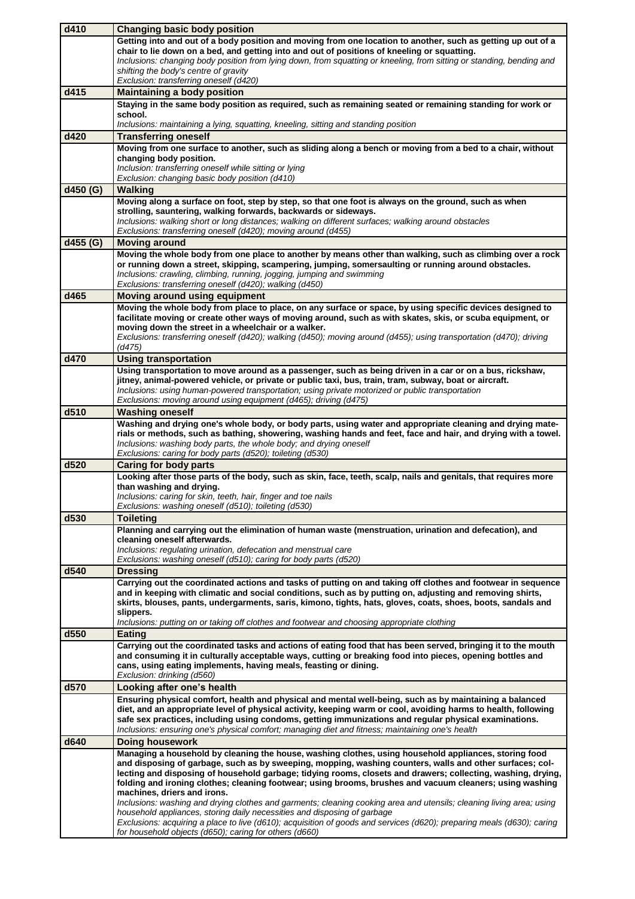| | |
|---|---|
| **d410** | **Changing basic body position** |
| | **Getting into and out of a body position and moving from one location to another, such as getting up out of a chair to lie down on a bed, and getting into and out of positions of kneeling or squatting.**<br>*Inclusions: changing body position from lying down, from squatting or kneeling, from sitting or standing, bending and shifting the body's centre of gravity*<br>*Exclusion: transferring oneself (d420)* |
| **d415** | **Maintaining a body position** |
| | **Staying in the same body position as required, such as remaining seated or remaining standing for work or school.**<br>*Inclusions: maintaining a lying, squatting, kneeling, sitting and standing position* |
| **d420** | **Transferring oneself** |
| | **Moving from one surface to another, such as sliding along a bench or moving from a bed to a chair, without changing body position.**<br>*Inclusion: transferring oneself while sitting or lying*<br>*Exclusion: changing basic body position (d410)* |
| **d450 (G)** | **Walking** |
| | **Moving along a surface on foot, step by step, so that one foot is always on the ground, such as when strolling, sauntering, walking forwards, backwards or sideways.**<br>*Inclusions: walking short or long distances; walking on different surfaces; walking around obstacles*<br>*Exclusions: transferring oneself (d420); moving around (d455)* |
| **d455 (G)** | **Moving around** |
| | **Moving the whole body from one place to another by means other than walking, such as climbing over a rock or running down a street, skipping, scampering, jumping, somersaulting or running around obstacles.**<br>*Inclusions: crawling, climbing, running, jogging, jumping and swimming*<br>*Exclusions: transferring oneself (d420); walking (d450)* |
| **d465** | **Moving around using equipment** |
| | **Moving the whole body from place to place, on any surface or space, by using specific devices designed to facilitate moving or create other ways of moving around, such as with skates, skis, or scuba equipment, or moving down the street in a wheelchair or a walker.**<br>*Exclusions: transferring oneself (d420); walking (d450); moving around (d455); using transportation (d470); driving (d475)* |
| **d470** | **Using transportation** |
| | **Using transportation to move around as a passenger, such as being driven in a car or on a bus, rickshaw, jitney, animal-powered vehicle, or private or public taxi, bus, train, tram, subway, boat or aircraft.**<br>*Inclusions: using human-powered transportation; using private motorized or public transportation*<br>*Exclusions: moving around using equipment (d465); driving (d475)* |
| **d510** | **Washing oneself** |
| | **Washing and drying one's whole body, or body parts, using water and appropriate cleaning and drying materials or methods, such as bathing, showering, washing hands and feet, face and hair, and drying with a towel.**<br>*Inclusions: washing body parts, the whole body; and drying oneself*<br>*Exclusions: caring for body parts (d520); toileting (d530)* |
| **d520** | **Caring for body parts** |
| | **Looking after those parts of the body, such as skin, face, teeth, scalp, nails and genitals, that requires more than washing and drying.**<br>*Inclusions: caring for skin, teeth, hair, finger and toe nails*<br>*Exclusions: washing oneself (d510); toileting (d530)* |
| **d530** | **Toileting** |
| | **Planning and carrying out the elimination of human waste (menstruation, urination and defecation), and cleaning oneself afterwards.**<br>*Inclusions: regulating urination, defecation and menstrual care*<br>*Exclusions: washing oneself (d510); caring for body parts (d520)* |
| **d540** | **Dressing** |
| | **Carrying out the coordinated actions and tasks of putting on and taking off clothes and footwear in sequence and in keeping with climatic and social conditions, such as by putting on, adjusting and removing shirts, skirts, blouses, pants, undergarments, saris, kimono, tights, hats, gloves, coats, shoes, boots, sandals and slippers.**<br>*Inclusions: putting on or taking off clothes and footwear and choosing appropriate clothing* |
| **d550** | **Eating** |
| | **Carrying out the coordinated tasks and actions of eating food that has been served, bringing it to the mouth and consuming it in culturally acceptable ways, cutting or breaking food into pieces, opening bottles and cans, using eating implements, having meals, feasting or dining.**<br>*Exclusion: drinking (d560)* |
| **d570** | **Looking after one's health** |
| | **Ensuring physical comfort, health and physical and mental well-being, such as by maintaining a balanced diet, and an appropriate level of physical activity, keeping warm or cool, avoiding harms to health, following safe sex practices, including using condoms, getting immunizations and regular physical examinations.**<br>*Inclusions: ensuring one's physical comfort; managing diet and fitness; maintaining one's health* |
| **d640** | **Doing housework** |
| | **Managing a household by cleaning the house, washing clothes, using household appliances, storing food and disposing of garbage, such as by sweeping, mopping, washing counters, walls and other surfaces; collecting and disposing of household garbage; tidying rooms, closets and drawers; collecting, washing, drying, folding and ironing clothes; cleaning footwear; using brooms, brushes and vacuum cleaners; using washing machines, driers and irons.**<br>*Inclusions: washing and drying clothes and garments; cleaning cooking area and utensils; cleaning living area; using household appliances, storing daily necessities and disposing of garbage*<br>*Exclusions: acquiring a place to live (d610); acquisition of goods and services (d620); preparing meals (d630); caring for household objects (d650); caring for others (d660)* |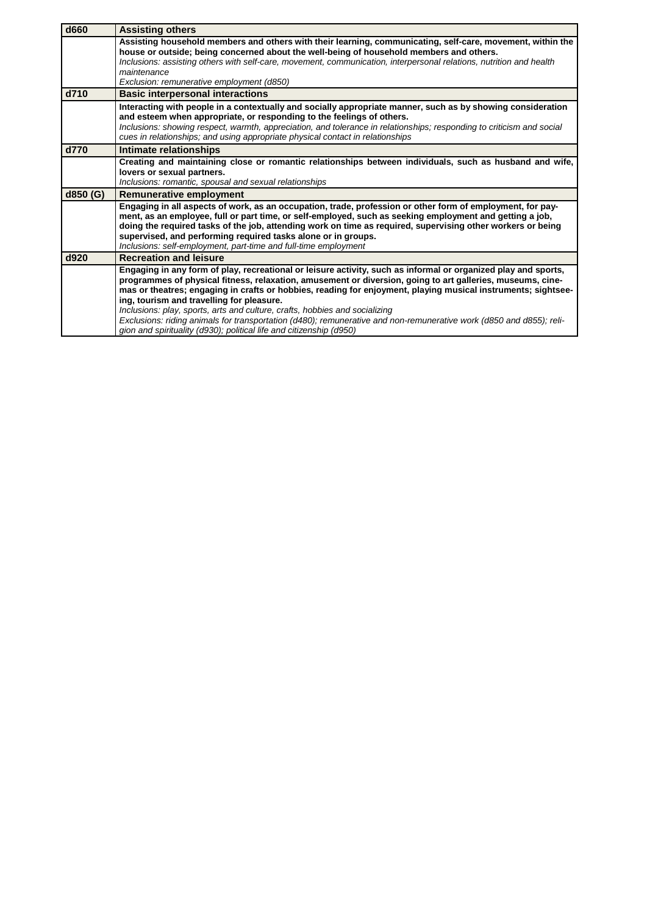| | |
|---|---|
| **d660** | **Assisting others** |
| | **Assisting household members and others with their learning, communicating, self-care, movement, within the house or outside; being concerned about the well-being of household members and others.**<br>*Inclusions: assisting others with self-care, movement, communication, interpersonal relations, nutrition and health maintenance*<br>*Exclusion: remunerative employment (d850)* |
| **d710** | **Basic interpersonal interactions** |
| | **Interacting with people in a contextually and socially appropriate manner, such as by showing consideration and esteem when appropriate, or responding to the feelings of others.**<br>*Inclusions: showing respect, warmth, appreciation, and tolerance in relationships; responding to criticism and social cues in relationships; and using appropriate physical contact in relationships* |
| **d770** | **Intimate relationships** |
| | **Creating and maintaining close or romantic relationships between individuals, such as husband and wife, lovers or sexual partners.**<br>*Inclusions: romantic, spousal and sexual relationships* |
| **d850 (G)** | **Remunerative employment** |
| | **Engaging in all aspects of work, as an occupation, trade, profession or other form of employment, for payment, as an employee, full or part time, or self-employed, such as seeking employment and getting a job, doing the required tasks of the job, attending work on time as required, supervising other workers or being supervised, and performing required tasks alone or in groups.**<br>*Inclusions: self-employment, part-time and full-time employment* |
| **d920** | **Recreation and leisure** |
| | **Engaging in any form of play, recreational or leisure activity, such as informal or organized play and sports, programmes of physical fitness, relaxation, amusement or diversion, going to art galleries, museums, cinemas or theatres; engaging in crafts or hobbies, reading for enjoyment, playing musical instruments; sightseeing, tourism and travelling for pleasure.**<br>*Inclusions: play, sports, arts and culture, crafts, hobbies and socializing*<br>*Exclusions: riding animals for transportation (d480); remunerative and non-remunerative work (d850 and d855); religion and spirituality (d930); political life and citizenship (d950)* |